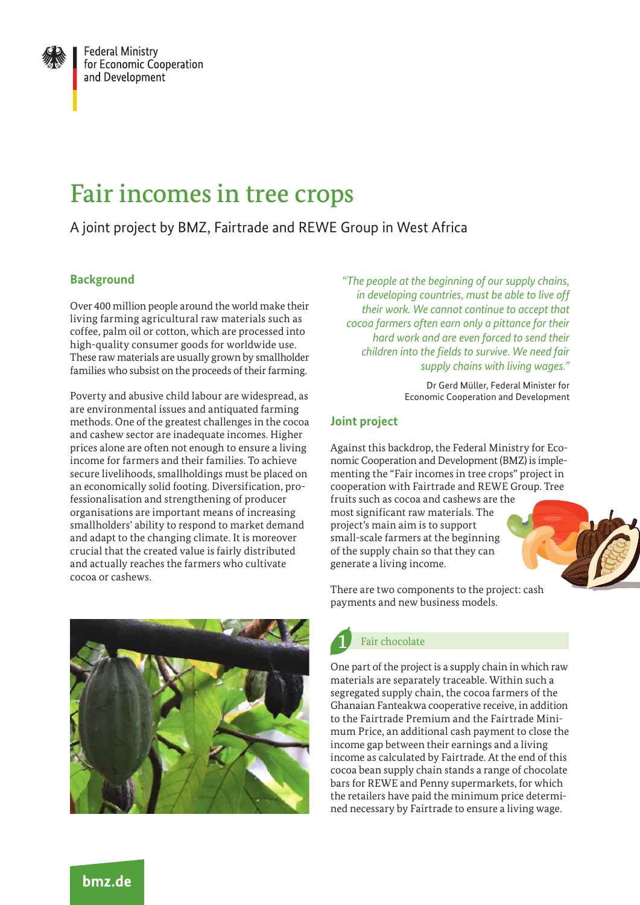Federal Ministry for Economic Cooperation and Development

# Fair incomes in tree crops

A joint project by BMZ, Fairtrade and REWE Group in West Africa

## Background

Over 400 million people around the world make their living farming agricultural raw materials such as coffee, palm oil or cotton, which are processed into high-quality consumer goods for worldwide use. These raw materials are usually grown by smallholder families who subsist on the proceeds of their farming.

Poverty and abusive child labour are widespread, as are environmental issues and antiquated farming methods. One of the greatest challenges in the cocoa and cashew sector are inadequate incomes. Higher prices alone are often not enough to ensure a living income for farmers and their families. To achieve secure livelihoods, smallholdings must be placed on an economically solid footing. Diversification, professionalisation and strengthening of producer organisations are important means of increasing smallholders' ability to respond to market demand and adapt to the changing climate. It is moreover crucial that the created value is fairly distributed and actually reaches the farmers who cultivate cocoa or cashews.

*"The people at the beginning of our supply chains, in developing countries, must be able to live off their work. We cannot continue to accept that cocoa farmers often earn only a pittance for their hard work and are even forced to send their children into the fields to survive. We need fair supply chains with living wages."*

Dr Gerd Müller, Federal Minister for Economic Cooperation and Development

## Joint project

Against this backdrop, the Federal Ministry for Economic Cooperation and Development (BMZ) is implementing the "Fair incomes in tree crops" project in cooperation with Fairtrade and REWE Group. Tree fruits such as cocoa and cashews are the most significant raw materials. The project's main aim is to support small-scale farmers at the beginning of the supply chain so that they can generate a living income.

There are two components to the project: cash payments and new business models.

### 1 Fair chocolate

One part of the project is a supply chain in which raw materials are separately traceable. Within such a segregated supply chain, the cocoa farmers of the Ghanaian Fanteakwa cooperative receive, in addition to the Fairtrade Premium and the Fairtrade Minimum Price, an additional cash payment to close the income gap between their earnings and a living income as calculated by Fairtrade. At the end of this cocoa bean supply chain stands a range of chocolate bars for REWE and Penny supermarkets, for which the retailers have paid the minimum price determined necessary by Fairtrade to ensure a living wage.

bmz.de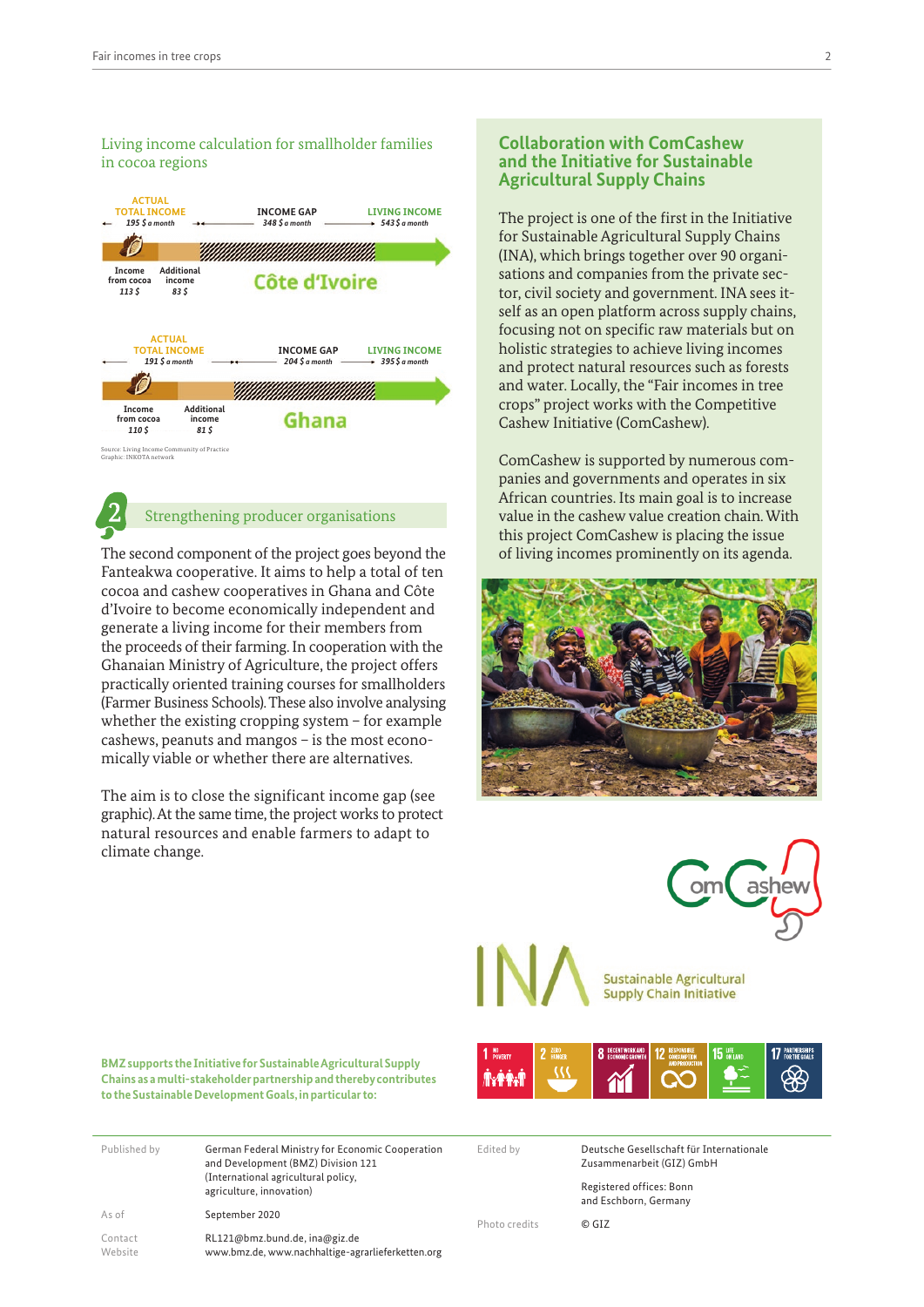### Living income calculation for smallholder families in cocoa regions

ACTUAL TOTAL INCOME 195 $ a month
INCOME GAP 348 $ a month
LIVING INCOME 543 $ a month
Income from cocoa 113 $
Additional income 83 $
Côte d'Ivoire

ACTUAL TOTAL INCOME 191 $ a month
INCOME GAP 204 $ a month
LIVING INCOME 395 $ a month
Income from cocoa 110 $
Additional income 81 $
Ghana

Source: Living Income Community of Practice
Graphic: INKOTA network

## 2 Strengthening producer organisations

The second component of the project goes beyond the Fanteakwa cooperative. It aims to help a total of ten cocoa and cashew cooperatives in Ghana and Côte d'Ivoire to become economically independent and generate a living income for their members from the proceeds of their farming. In cooperation with the Ghanaian Ministry of Agriculture, the project offers practically oriented training courses for smallholders (Farmer Business Schools). These also involve analysing whether the existing cropping system – for example cashews, peanuts and mangos – is the most economically viable or whether there are alternatives.

The aim is to close the significant income gap (see graphic). At the same time, the project works to protect natural resources and enable farmers to adapt to climate change.

## Collaboration with ComCashew and the Initiative for Sustainable Agricultural Supply Chains

The project is one of the first in the Initiative for Sustainable Agricultural Supply Chains (INA), which brings together over 90 organisations and companies from the private sector, civil society and government. INA sees itself as an open platform across supply chains, focusing not on specific raw materials but on holistic strategies to achieve living incomes and protect natural resources such as forests and water. Locally, the "Fair incomes in tree crops" project works with the Competitive Cashew Initiative (ComCashew).

ComCashew is supported by numerous companies and governments and operates in six African countries. Its main goal is to increase value in the cashew value creation chain. With this project ComCashew is placing the issue of living incomes prominently on its agenda.

ComCashew

INA Sustainable Agricultural Supply Chain Initiative

**BMZ supports the Initiative for Sustainable Agricultural Supply Chains as a multi-stakeholder partnership and thereby contributes to the Sustainable Development Goals, in particular to:**

1 No poverty · 2 Zero hunger · 8 Decent work and economic growth · 12 Responsible consumption and production · 15 Life on land · 17 Partnerships for the goals

| | |
|---|---|
| Published by | German Federal Ministry for Economic Cooperation and Development (BMZ) Division 121 (International agricultural policy, agriculture, innovation) |
| As of | September 2020 |
| Contact | RL121@bmz.bund.de, ina@giz.de |
| Website | www.bmz.de, www.nachhaltige-agrarlieferketten.org |
| Edited by | Deutsche Gesellschaft für Internationale Zusammenarbeit (GIZ) GmbH<br>Registered offices: Bonn and Eschborn, Germany |
| Photo credits | © GIZ |